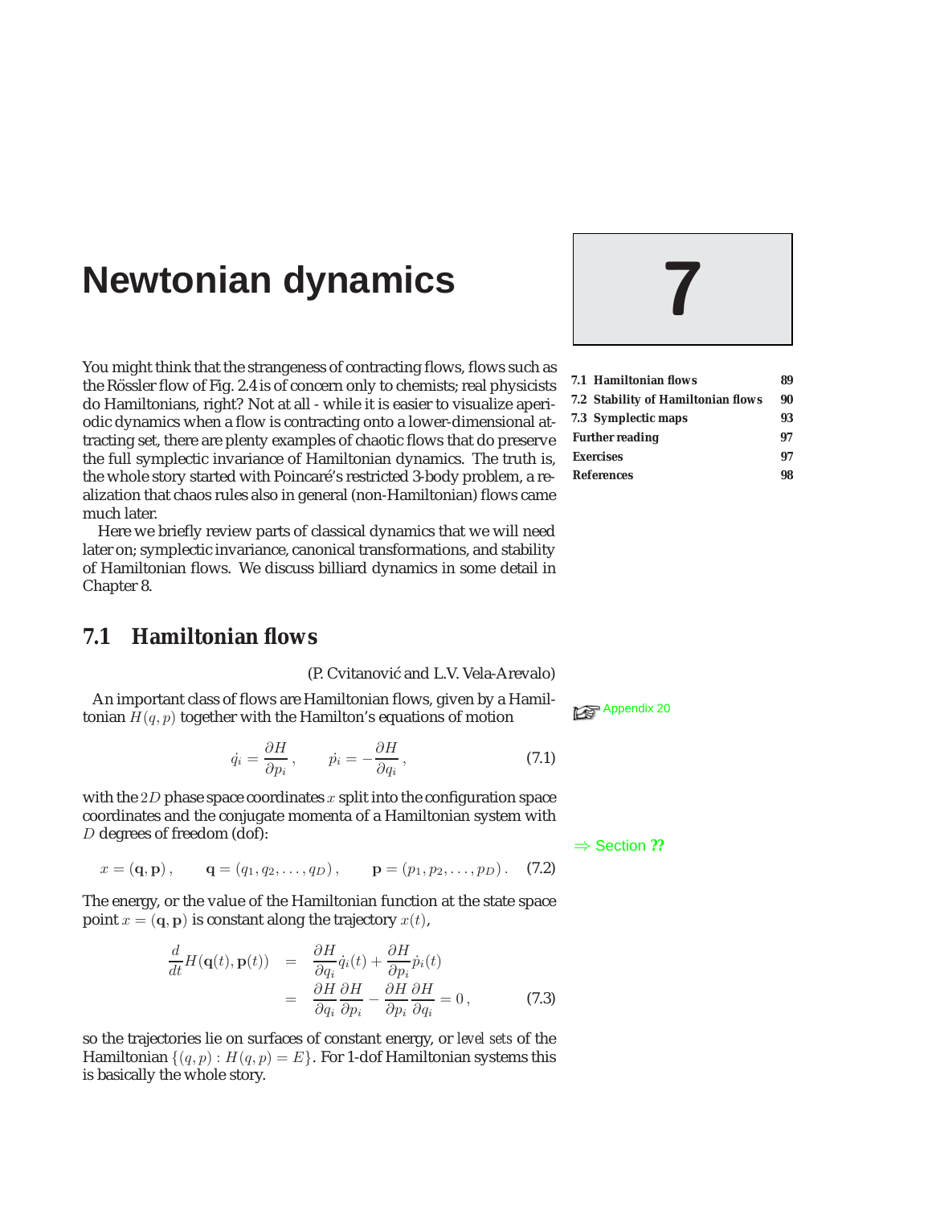# Newtonian dynamics

7

| | |
|---|---|
| **7.1 Hamiltonian flows** | **89** |
| **7.2 Stability of Hamiltonian flows** | **90** |
| **7.3 Symplectic maps** | **93** |
| **Further reading** | **97** |
| **Exercises** | **97** |
| **References** | **98** |

You might think that the strangeness of contracting flows, flows such as the Rössler flow of Fig. 2.4 is of concern only to chemists; real physicists do Hamiltonians, right? Not at all - while it is easier to visualize aperiodic dynamics when a flow is contracting onto a lower-dimensional attracting set, there are plenty examples of chaotic flows that do preserve the full symplectic invariance of Hamiltonian dynamics. The truth is, the whole story started with Poincaré's restricted 3-body problem, a realization that chaos rules also in general (non-Hamiltonian) flows came much later.

Here we briefly review parts of classical dynamics that we will need later on; symplectic invariance, canonical transformations, and stability of Hamiltonian flows. We discuss billiard dynamics in some detail in Chapter 8.

## 7.1 Hamiltonian flows

(P. Cvitanović and L.V. Vela-Arevalo)

An important class of flows are Hamiltonian flows, given by a Hamiltonian $H(q,p)$ together with the Hamilton's equations of motion

Appendix 20

$$\dot{q}_i = \frac{\partial H}{\partial p_i}, \qquad \dot{p}_i = -\frac{\partial H}{\partial q_i}, \tag{7.1}$$

with the $2D$ phase space coordinates $x$ split into the configuration space coordinates and the conjugate momenta of a Hamiltonian system with $D$ degrees of freedom (dof):

⇒ Section ??

$$x = (\mathbf{q}, \mathbf{p}), \qquad \mathbf{q} = (q_1, q_2, \ldots, q_D), \qquad \mathbf{p} = (p_1, p_2, \ldots, p_D). \tag{7.2}$$

The energy, or the value of the Hamiltonian function at the state space point $x = (\mathbf{q}, \mathbf{p})$ is constant along the trajectory $x(t)$,

$$\begin{aligned} \frac{d}{dt} H(\mathbf{q}(t), \mathbf{p}(t)) &= \frac{\partial H}{\partial q_i} \dot{q}_i(t) + \frac{\partial H}{\partial p_i} \dot{p}_i(t) \\ &= \frac{\partial H}{\partial q_i} \frac{\partial H}{\partial p_i} - \frac{\partial H}{\partial p_i} \frac{\partial H}{\partial q_i} = 0, \end{aligned} \tag{7.3}$$

so the trajectories lie on surfaces of constant energy, or *level sets* of the Hamiltonian $\{(q,p) : H(q,p) = E\}$. For 1-dof Hamiltonian systems this is basically the whole story.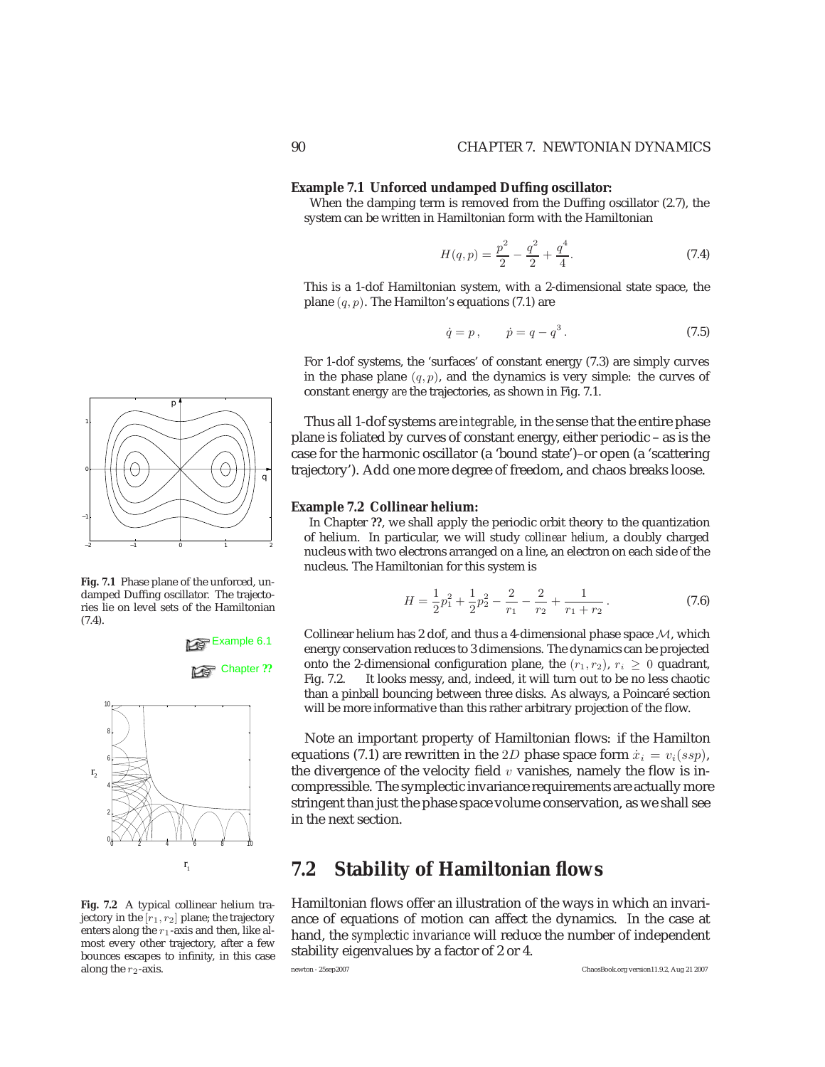**Example 7.1 Unforced undamped Duffing oscillator:**
When the damping term is removed from the Duffing oscillator (2.7), the system can be written in Hamiltonian form with the Hamiltonian

$$H(q,p) = \frac{p^2}{2} - \frac{q^2}{2} + \frac{q^4}{4}. \tag{7.4}$$

This is a 1-dof Hamiltonian system, with a 2-dimensional state space, the plane $(q,p)$. The Hamilton's equations (7.1) are

$$\dot{q} = p\,, \qquad \dot{p} = q - q^3\,. \tag{7.5}$$

For 1-dof systems, the 'surfaces' of constant energy (7.3) are simply curves in the phase plane $(q,p)$, and the dynamics is very simple: the curves of constant energy *are* the trajectories, as shown in Fig. 7.1.

Fig. 7.1 Phase plane of the unforced, undamped Duffing oscillator. The trajectories lie on level sets of the Hamiltonian (7.4).

Thus all 1-dof systems are *integrable*, in the sense that the entire phase plane is foliated by curves of constant energy, either periodic – as is the case for the harmonic oscillator (a 'bound state')–or open (a 'scattering trajectory'). Add one more degree of freedom, and chaos breaks loose.

Example 6.1

**Example 7.2 Collinear helium:**
In Chapter **??**, we shall apply the periodic orbit theory to the quantization of helium. In particular, we will study *collinear helium*, a doubly charged nucleus with two electrons arranged on a line, an electron on each side of the nucleus. The Hamiltonian for this system is

$$H = \frac{1}{2}p_1^2 + \frac{1}{2}p_2^2 - \frac{2}{r_1} - \frac{2}{r_2} + \frac{1}{r_1 + r_2}\,. \tag{7.6}$$

Chapter **??**

Collinear helium has 2 dof, and thus a 4-dimensional phase space $\mathcal{M}$, which energy conservation reduces to 3 dimensions. The dynamics can be projected onto the 2-dimensional configuration plane, the $(r_1, r_2)$, $r_i \geq 0$ quadrant, Fig. 7.2. It looks messy, and, indeed, it will turn out to be no less chaotic than a pinball bouncing between three disks. As always, a Poincaré section will be more informative than this rather arbitrary projection of the flow.

Fig. 7.2 A typical collinear helium trajectory in the $[r_1, r_2]$ plane; the trajectory enters along the $r_1$-axis and then, like almost every other trajectory, after a few bounces escapes to infinity, in this case along the $r_2$-axis.

Note an important property of Hamiltonian flows: if the Hamilton equations (7.1) are rewritten in the $2D$ phase space form $\dot{x}_i = v_i(ssp)$, the divergence of the velocity field $v$ vanishes, namely the flow is incompressible. The symplectic invariance requirements are actually more stringent than just the phase space volume conservation, as we shall see in the next section.

## 7.2 Stability of Hamiltonian flows

Hamiltonian flows offer an illustration of the ways in which an invariance of equations of motion can affect the dynamics. In the case at hand, the *symplectic invariance* will reduce the number of independent stability eigenvalues by a factor of 2 or 4.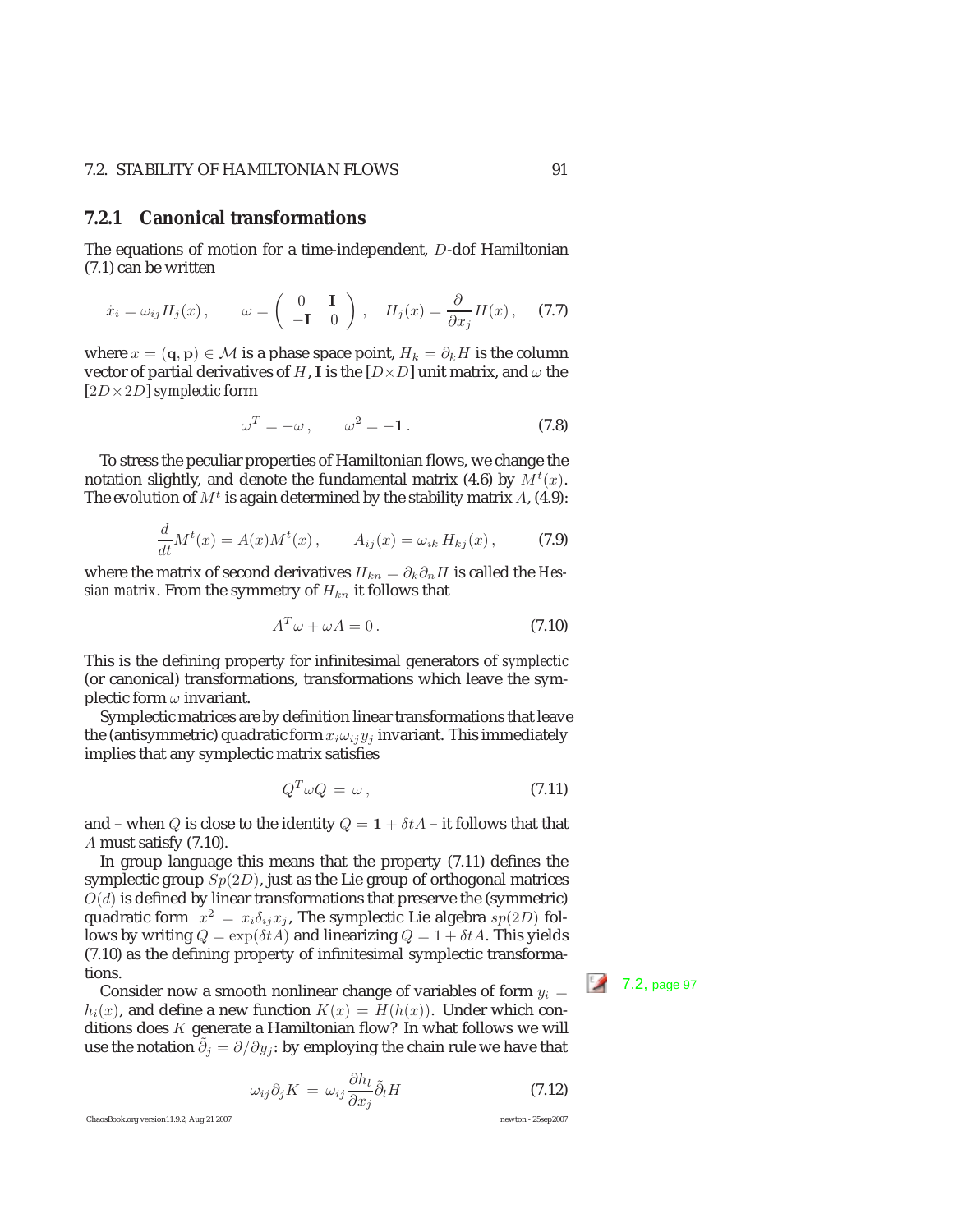### 7.2.1 Canonical transformations

The equations of motion for a time-independent, $D$-dof Hamiltonian (7.1) can be written

$$\dot{x}_i = \omega_{ij} H_j(x) , \qquad \omega = \begin{pmatrix} 0 & \mathbf{I} \\ -\mathbf{I} & 0 \end{pmatrix} , \quad H_j(x) = \frac{\partial}{\partial x_j} H(x) , \tag{7.7}$$

where $x = (\mathbf{q}, \mathbf{p}) \in \mathcal{M}$ is a phase space point, $H_k = \partial_k H$ is the column vector of partial derivatives of $H$, $\mathbf{I}$ is the $[D \times D]$ unit matrix, and $\omega$ the $[2D \times 2D]$ *symplectic* form

$$\omega^T = -\omega , \qquad \omega^2 = -\mathbf{1} . \tag{7.8}$$

To stress the peculiar properties of Hamiltonian flows, we change the notation slightly, and denote the fundamental matrix (4.6) by $M^t(x)$. The evolution of $M^t$ is again determined by the stability matrix $A$, (4.9):

$$\frac{d}{dt} M^t(x) = A(x) M^t(x) , \qquad A_{ij}(x) = \omega_{ik} \, H_{kj}(x) , \tag{7.9}$$

where the matrix of second derivatives $H_{kn} = \partial_k \partial_n H$ is called the *Hessian matrix*. From the symmetry of $H_{kn}$ it follows that

$$A^T \omega + \omega A = 0 . \tag{7.10}$$

This is the defining property for infinitesimal generators of *symplectic* (or canonical) transformations, transformations which leave the symplectic form $\omega$ invariant.

Symplectic matrices are by definition linear transformations that leave the (antisymmetric) quadratic form $x_i \omega_{ij} y_j$ invariant. This immediately implies that any symplectic matrix satisfies

$$Q^T \omega Q \, = \, \omega , \tag{7.11}$$

and – when $Q$ is close to the identity $Q = \mathbf{1} + \delta t A$ – it follows that that $A$ must satisfy (7.10).

In group language this means that the property (7.11) defines the symplectic group $Sp(2D)$, just as the Lie group of orthogonal matrices $O(d)$ is defined by linear transformations that preserve the (symmetric) quadratic form $x^2 = x_i \delta_{ij} x_j$, The symplectic Lie algebra $sp(2D)$ follows by writing $Q = \exp(\delta t A)$ and linearizing $Q = 1 + \delta t A$. This yields (7.10) as the defining property of infinitesimal symplectic transformations.

7.2, page 97

Consider now a smooth nonlinear change of variables of form $y_i = h_i(x)$, and define a new function $K(x) = H(h(x))$. Under which conditions does $K$ generate a Hamiltonian flow? In what follows we will use the notation $\tilde{\partial}_j = \partial / \partial y_j$: by employing the chain rule we have that

$$\omega_{ij} \partial_j K \, = \, \omega_{ij} \frac{\partial h_l}{\partial x_j} \tilde{\partial}_l H \tag{7.12}$$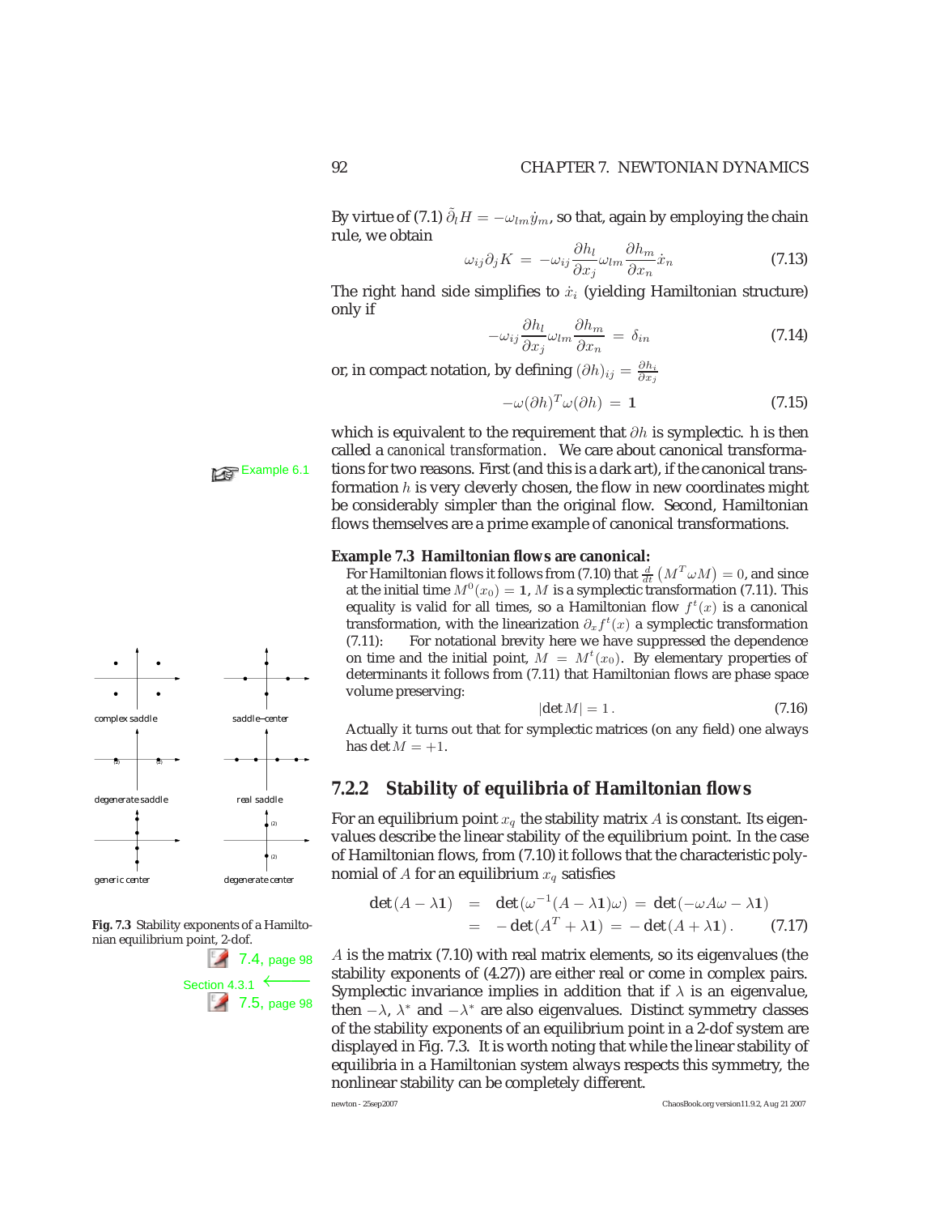By virtue of (7.1) $\tilde{\partial}_l H = -\omega_{lm}\dot{y}_m$, so that, again by employing the chain rule, we obtain

$$\omega_{ij}\partial_j K = -\omega_{ij}\frac{\partial h_l}{\partial x_j}\omega_{lm}\frac{\partial h_m}{\partial x_n}\dot{x}_n \tag{7.13}$$

The right hand side simplifies to $\dot{x}_i$ (yielding Hamiltonian structure) only if

$$-\omega_{ij}\frac{\partial h_l}{\partial x_j}\omega_{lm}\frac{\partial h_m}{\partial x_n} = \delta_{in} \tag{7.14}$$

or, in compact notation, by defining $(\partial h)_{ij} = \frac{\partial h_i}{\partial x_j}$

$$-\omega(\partial h)^T\omega(\partial h) = \mathbf{1} \tag{7.15}$$

which is equivalent to the requirement that $\partial h$ is symplectic. h is then called a *canonical transformation*. We care about canonical transformations for two reasons. First (and this is a dark art), if the canonical transformation $h$ is very cleverly chosen, the flow in new coordinates might be considerably simpler than the original flow. Second, Hamiltonian flows themselves are a prime example of canonical transformations.

Example 6.1

**Example 7.3 Hamiltonian flows are canonical:**

For Hamiltonian flows it follows from (7.10) that $\frac{d}{dt}\left(M^T\omega M\right) = 0$, and since at the initial time $M^0(x_0) = \mathbf{1}$, $M$ is a symplectic transformation (7.11). This equality is valid for all times, so a Hamiltonian flow $f^t(x)$ is a canonical transformation, with the linearization $\partial_x f^t(x)$ a symplectic transformation (7.11): For notational brevity here we have suppressed the dependence on time and the initial point, $M = M^t(x_0)$. By elementary properties of determinants it follows from (7.11) that Hamiltonian flows are phase space volume preserving:

$$|\det M| = 1\,. \tag{7.16}$$

Actually it turns out that for symplectic matrices (on any field) one always has $\det M = +1$.

complex saddle, saddle–center, degenerate saddle, real saddle, generic center, degenerate center

**Fig. 7.3** Stability exponents of a Hamiltonian equilibrium point, 2-dof.

### 7.2.2 Stability of equilibria of Hamiltonian flows

For an equilibrium point $x_q$ the stability matrix $A$ is constant. Its eigenvalues describe the linear stability of the equilibrium point. In the case of Hamiltonian flows, from (7.10) it follows that the characteristic polynomial of $A$ for an equilibrium $x_q$ satisfies

$$\begin{aligned}\det(A-\lambda\mathbf{1}) &= \det(\omega^{-1}(A-\lambda\mathbf{1})\omega) = \det(-\omega A\omega-\lambda\mathbf{1})\\ &= -\det(A^T+\lambda\mathbf{1}) = -\det(A+\lambda\mathbf{1})\,.\end{aligned} \tag{7.17}$$

7.4, page 98
Section 4.3.1
7.5, page 98

$A$ is the matrix (7.10) with real matrix elements, so its eigenvalues (the stability exponents of (4.27)) are either real or come in complex pairs. Symplectic invariance implies in addition that if $\lambda$ is an eigenvalue, then $-\lambda$, $\lambda^*$ and $-\lambda^*$ are also eigenvalues. Distinct symmetry classes of the stability exponents of an equilibrium point in a 2-dof system are displayed in Fig. 7.3. It is worth noting that while the linear stability of equilibria in a Hamiltonian system always respects this symmetry, the nonlinear stability can be completely different.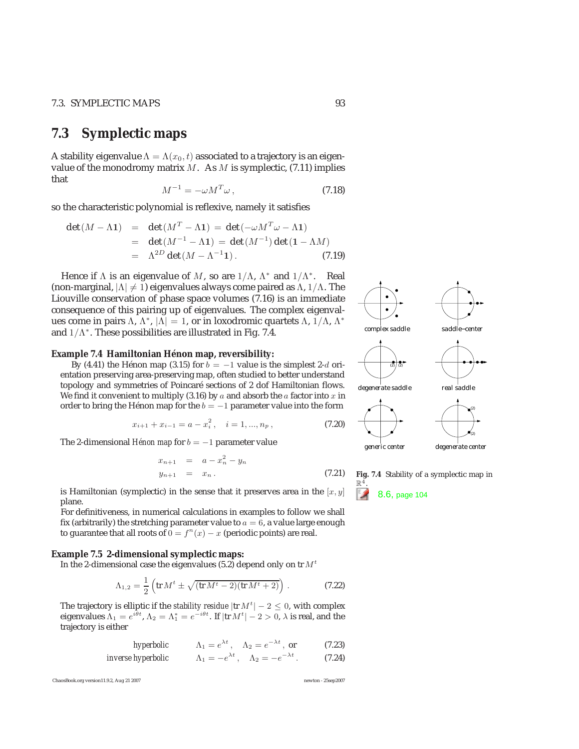## 7.3 Symplectic maps

A stability eigenvalue $\Lambda = \Lambda(x_0, t)$ associated to a trajectory is an eigenvalue of the monodromy matrix $M$. As $M$ is symplectic, (7.11) implies that

$$M^{-1} = -\omega M^T \omega \,, \tag{7.18}$$

so the characteristic polynomial is reflexive, namely it satisfies

$$\begin{aligned}
\det(M - \Lambda \mathbf{1}) &= \det(M^T - \Lambda \mathbf{1}) = \det(-\omega M^T \omega - \Lambda \mathbf{1}) \\
&= \det(M^{-1} - \Lambda \mathbf{1}) = \det(M^{-1}) \det(\mathbf{1} - \Lambda M) \\
&= \Lambda^{2D} \det(M - \Lambda^{-1} \mathbf{1}) \,.
\end{aligned} \tag{7.19}$$

Hence if $\Lambda$ is an eigenvalue of $M$, so are $1/\Lambda$, $\Lambda^*$ and $1/\Lambda^*$. Real (non-marginal, $|\Lambda| \neq 1$) eigenvalues always come paired as $\Lambda$, $1/\Lambda$. The Liouville conservation of phase space volumes (7.16) is an immediate consequence of this pairing up of eigenvalues. The complex eigenvalues come in pairs $\Lambda$, $\Lambda^*$, $|\Lambda| = 1$, or in loxodromic quartets $\Lambda$, $1/\Lambda$, $\Lambda^*$ and $1/\Lambda^*$. These possibilities are illustrated in Fig. 7.4.

complex saddle — saddle–center — degenerate saddle — real saddle — generic center — degenerate center

**Fig. 7.4** Stability of a symplectic map in $\mathbb{R}^4$.

8.6, page 104

**Example 7.4 Hamiltonian Hénon map, reversibility:**

By (4.41) the Hénon map (3.15) for $b = -1$ value is the simplest 2-$d$ orientation preserving area-preserving map, often studied to better understand topology and symmetries of Poincaré sections of 2 dof Hamiltonian flows. We find it convenient to multiply (3.16) by $a$ and absorb the $a$ factor into $x$ in order to bring the Hénon map for the $b = -1$ parameter value into the form

$$x_{i+1} + x_{i-1} = a - x_i^2 \,, \quad i = 1, ..., n_p \,, \tag{7.20}$$

The 2-dimensional *Hénon map* for $b = -1$ parameter value

$$\begin{aligned}
x_{n+1} &= a - x_n^2 - y_n \\
y_{n+1} &= x_n \,.
\end{aligned} \tag{7.21}$$

is Hamiltonian (symplectic) in the sense that it preserves area in the $[x, y]$ plane.

For definitiveness, in numerical calculations in examples to follow we shall fix (arbitrarily) the stretching parameter value to $a = 6$, a value large enough to guarantee that all roots of $0 = f^n(x) - x$ (periodic points) are real.

**Example 7.5 2-dimensional symplectic maps:**

In the 2-dimensional case the eigenvalues (5.2) depend only on $\mathrm{tr}\, M^t$

$$\Lambda_{1,2} = \frac{1}{2} \left( \mathrm{tr}\, M^t \pm \sqrt{(\mathrm{tr}\, M^t - 2)(\mathrm{tr}\, M^t + 2)} \right) \,. \tag{7.22}$$

The trajectory is elliptic if the *stability residue* $|\mathrm{tr}\, M^t| - 2 \leq 0$, with complex eigenvalues $\Lambda_1 = e^{i\theta t}$, $\Lambda_2 = \Lambda_1^* = e^{-i\theta t}$. If $|\mathrm{tr}\, M^t| - 2 > 0$, $\lambda$ is real, and the trajectory is either

$$\text{hyperbolic} \qquad \Lambda_1 = e^{\lambda t} \,, \quad \Lambda_2 = e^{-\lambda t} \,, \text{ or} \tag{7.23}$$

$$\text{inverse hyperbolic} \qquad \Lambda_1 = -e^{\lambda t} \,, \quad \Lambda_2 = -e^{-\lambda t} \,. \tag{7.24}$$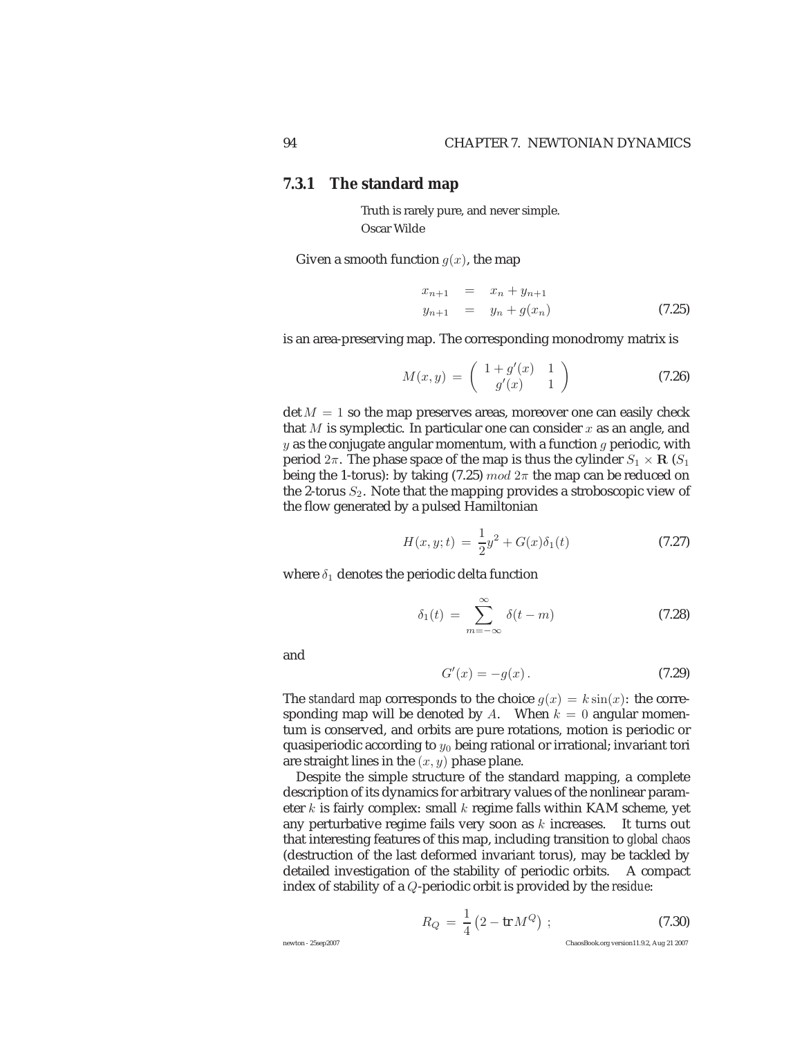### 7.3.1 The standard map

> Truth is rarely pure, and never simple.
> Oscar Wilde

Given a smooth function $g(x)$, the map

$$
\begin{aligned}
x_{n+1} &= x_n + y_{n+1} \\
y_{n+1} &= y_n + g(x_n)
\end{aligned}
\tag{7.25}
$$

is an area-preserving map. The corresponding monodromy matrix is

$$
M(x,y) = \begin{pmatrix} 1 + g'(x) & 1 \\ g'(x) & 1 \end{pmatrix}
\tag{7.26}
$$

$\det M = 1$ so the map preserves areas, moreover one can easily check that $M$ is symplectic. In particular one can consider $x$ as an angle, and $y$ as the conjugate angular momentum, with a function $g$ periodic, with period $2\pi$. The phase space of the map is thus the cylinder $S_1 \times \mathbf{R}$ ($S_1$ being the 1-torus): by taking (7.25) $mod\ 2\pi$ the map can be reduced on the 2-torus $S_2$. Note that the mapping provides a stroboscopic view of the flow generated by a pulsed Hamiltonian

$$
H(x,y;t) = \frac{1}{2}y^2 + G(x)\delta_1(t)
\tag{7.27}
$$

where $\delta_1$ denotes the periodic delta function

$$
\delta_1(t) = \sum_{m=-\infty}^{\infty} \delta(t-m)
\tag{7.28}
$$

and

$$
G'(x) = -g(x)\,.
\tag{7.29}
$$

The *standard map* corresponds to the choice $g(x) = k\sin(x)$: the corresponding map will be denoted by $A$. When $k = 0$ angular momentum is conserved, and orbits are pure rotations, motion is periodic or quasiperiodic according to $y_0$ being rational or irrational; invariant tori are straight lines in the $(x, y)$ phase plane.

Despite the simple structure of the standard mapping, a complete description of its dynamics for arbitrary values of the nonlinear parameter $k$ is fairly complex: small $k$ regime falls within KAM scheme, yet any perturbative regime fails very soon as $k$ increases. It turns out that interesting features of this map, including transition to *global chaos* (destruction of the last deformed invariant torus), may be tackled by detailed investigation of the stability of periodic orbits. A compact index of stability of a $Q$-periodic orbit is provided by the *residue*:

$$
R_Q = \frac{1}{4}\left(2 - \operatorname{tr} M^Q\right)\ ;
\tag{7.30}
$$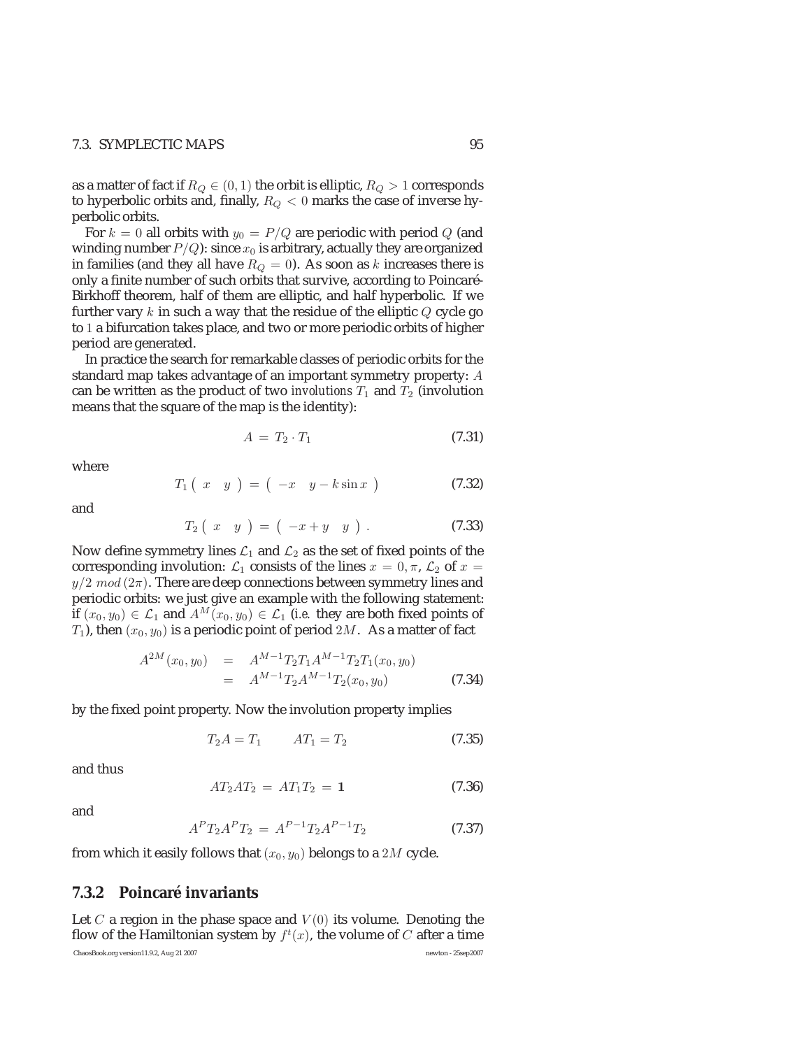as a matter of fact if $R_Q \in (0, 1)$ the orbit is elliptic, $R_Q > 1$ corresponds to hyperbolic orbits and, finally, $R_Q < 0$ marks the case of inverse hyperbolic orbits.

For $k = 0$ all orbits with $y_0 = P/Q$ are periodic with period $Q$ (and winding number $P/Q$): since $x_0$ is arbitrary, actually they are organized in families (and they all have $R_Q = 0$). As soon as $k$ increases there is only a finite number of such orbits that survive, according to Poincaré-Birkhoff theorem, half of them are elliptic, and half hyperbolic. If we further vary $k$ in such a way that the residue of the elliptic $Q$ cycle go to $1$ a bifurcation takes place, and two or more periodic orbits of higher period are generated.

In practice the search for remarkable classes of periodic orbits for the standard map takes advantage of an important symmetry property: $A$ can be written as the product of two *involutions* $T_1$ and $T_2$ (involution means that the square of the map is the identity):

$$A = T_2 \cdot T_1 \tag{7.31}$$

where

$$T_1 \begin{pmatrix} x & y \end{pmatrix} = \begin{pmatrix} -x & y - k\sin x \end{pmatrix} \tag{7.32}$$

and

$$T_2 \begin{pmatrix} x & y \end{pmatrix} = \begin{pmatrix} -x + y & y \end{pmatrix}. \tag{7.33}$$

Now define symmetry lines $\mathcal{L}_1$ and $\mathcal{L}_2$ as the set of fixed points of the corresponding involution: $\mathcal{L}_1$ consists of the lines $x = 0, \pi$, $\mathcal{L}_2$ of $x = y/2 \; mod \, (2\pi)$. There are deep connections between symmetry lines and periodic orbits: we just give an example with the following statement: if $(x_0, y_0) \in \mathcal{L}_1$ and $A^M(x_0, y_0) \in \mathcal{L}_1$ (i.e. they are both fixed points of $T_1$), then $(x_0, y_0)$ is a periodic point of period $2M$. As a matter of fact

$$\begin{aligned} A^{2M}(x_0, y_0) &= A^{M-1}T_2T_1A^{M-1}T_2T_1(x_0, y_0) \\ &= A^{M-1}T_2A^{M-1}T_2(x_0, y_0) \end{aligned} \tag{7.34}$$

by the fixed point property. Now the involution property implies

$$T_2 A = T_1 \qquad AT_1 = T_2 \tag{7.35}$$

and thus

$$AT_2AT_2 = AT_1T_2 = \mathbf{1} \tag{7.36}$$

and

$$A^P T_2 A^P T_2 = A^{P-1}T_2A^{P-1}T_2 \tag{7.37}$$

from which it easily follows that $(x_0, y_0)$ belongs to a $2M$ cycle.

### 7.3.2 Poincaré invariants

Let $C$ a region in the phase space and $V(0)$ its volume. Denoting the flow of the Hamiltonian system by $f^t(x)$, the volume of $C$ after a time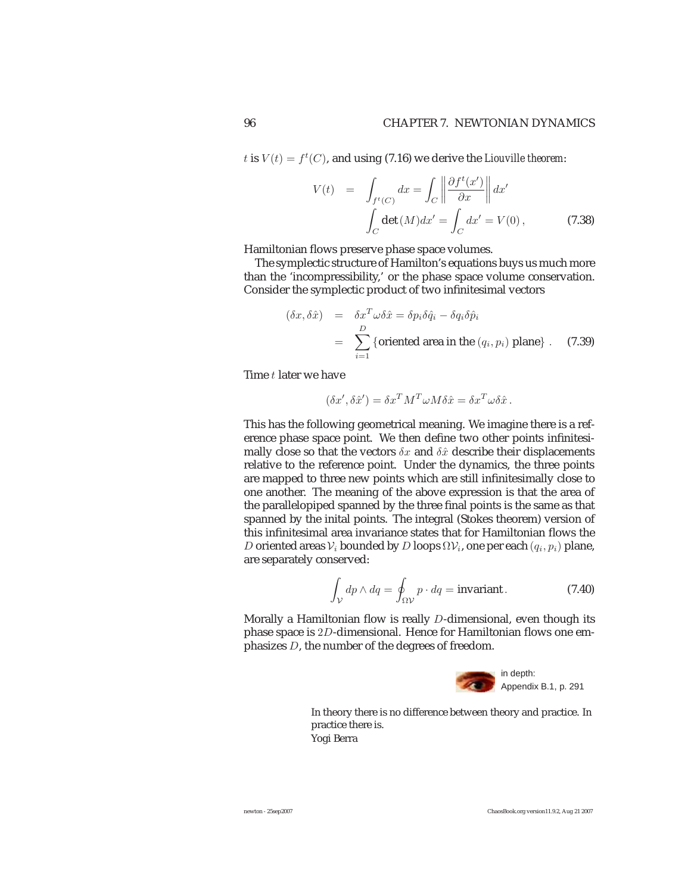$t$ is $V(t) = f^t(C)$, and using (7.16) we derive the *Liouville theorem*:

$$\begin{aligned} V(t) &= \int_{f^t(C)} dx = \int_C \left\| \frac{\partial f^t(x')}{\partial x} \right\| dx' \\ &\int_C \det(M) dx' = \int_C dx' = V(0)\,, \end{aligned} \tag{7.38}$$

Hamiltonian flows preserve phase space volumes.

The symplectic structure of Hamilton's equations buys us much more than the 'incompressibility,' or the phase space volume conservation. Consider the symplectic product of two infinitesimal vectors

$$\begin{aligned} (\delta x, \delta \hat{x}) &= \delta x^T \omega \delta \hat{x} = \delta p_i \delta \hat{q}_i - \delta q_i \delta \hat{p}_i \\ &= \sum_{i=1}^{D} \{\text{oriented area in the } (q_i, p_i) \text{ plane}\}\,. \end{aligned} \tag{7.39}$$

Time $t$ later we have

$$(\delta x', \delta \hat{x}') = \delta x^T M^T \omega M \delta \hat{x} = \delta x^T \omega \delta \hat{x}\,.$$

This has the following geometrical meaning. We imagine there is a reference phase space point. We then define two other points infinitesimally close so that the vectors $\delta x$ and $\delta \hat{x}$ describe their displacements relative to the reference point. Under the dynamics, the three points are mapped to three new points which are still infinitesimally close to one another. The meaning of the above expression is that the area of the parallelopiped spanned by the three final points is the same as that spanned by the inital points. The integral (Stokes theorem) version of this infinitesimal area invariance states that for Hamiltonian flows the $D$ oriented areas $\mathcal{V}_i$ bounded by $D$ loops $\Omega\mathcal{V}_i$, one per each $(q_i, p_i)$ plane, are separately conserved:

$$\int_{\mathcal{V}} dp \wedge dq = \oint_{\Omega\mathcal{V}} p \cdot dq = \text{invariant}\,. \tag{7.40}$$

Morally a Hamiltonian flow is really $D$-dimensional, even though its phase space is $2D$-dimensional. Hence for Hamiltonian flows one emphasizes $D$, the number of the degrees of freedom.

in depth:
Appendix B.1, p. 291

In theory there is no difference between theory and practice. In practice there is.
Yogi Berra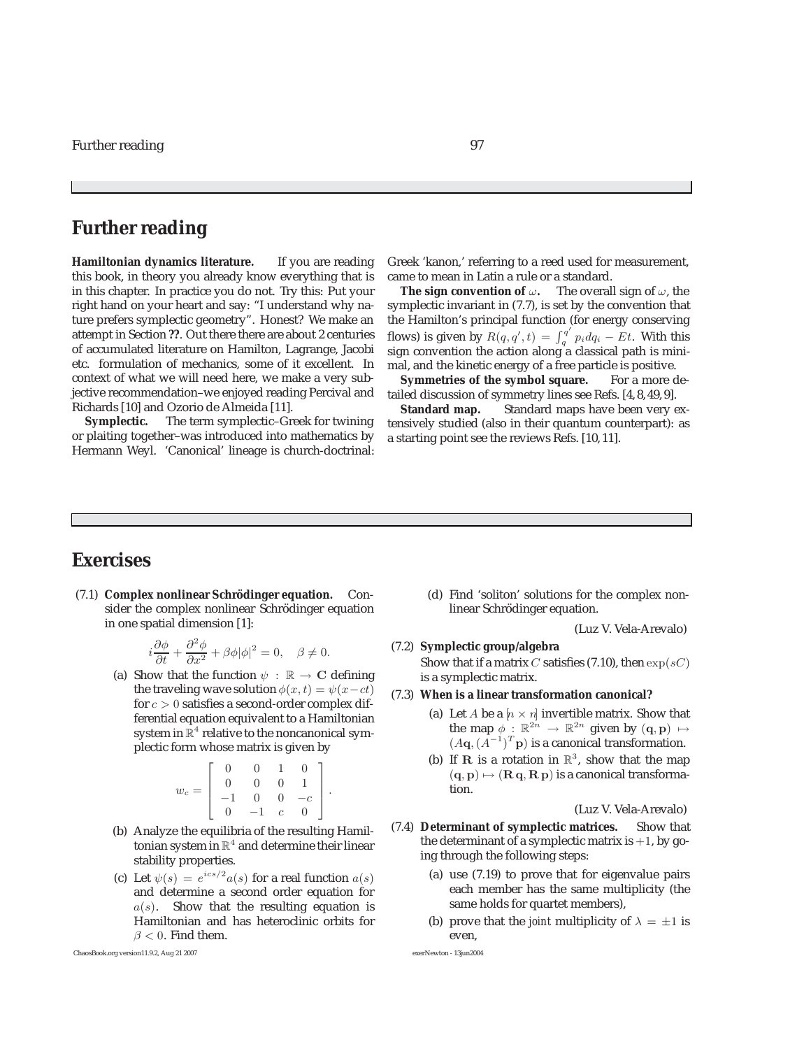# Further reading

**Hamiltonian dynamics literature.** If you are reading this book, in theory you already know everything that is in this chapter. In practice you do not. Try this: Put your right hand on your heart and say: "I understand why nature prefers symplectic geometry". Honest? We make an attempt in Section **??**. Out there there are about 2 centuries of accumulated literature on Hamilton, Lagrange, Jacobi etc. formulation of mechanics, some of it excellent. In context of what we will need here, we make a very subjective recommendation–we enjoyed reading Percival and Richards [10] and Ozorio de Almeida [11].

**Symplectic.** The term symplectic–Greek for twining or plaiting together–was introduced into mathematics by Hermann Weyl. 'Canonical' lineage is church-doctrinal: Greek 'kanon,' referring to a reed used for measurement, came to mean in Latin a rule or a standard.

**The sign convention of $\omega$.** The overall sign of $\omega$, the symplectic invariant in (7.7), is set by the convention that the Hamilton's principal function (for energy conserving flows) is given by $R(q, q', t) = \int_q^{q'} p_i dq_i - Et$. With this sign convention the action along a classical path is minimal, and the kinetic energy of a free particle is positive.

**Symmetries of the symbol square.** For a more detailed discussion of symmetry lines see Refs. [4, 8, 49, 9].

**Standard map.** Standard maps have been very extensively studied (also in their quantum counterpart): as a starting point see the reviews Refs. [10, 11].

# Exercises

(7.1) **Complex nonlinear Schrödinger equation.** Consider the complex nonlinear Schrödinger equation in one spatial dimension [1]:

$$i\frac{\partial \phi}{\partial t} + \frac{\partial^2 \phi}{\partial x^2} + \beta\phi|\phi|^2 = 0, \quad \beta \neq 0.$$

(a) Show that the function $\psi : \mathbb{R} \to \mathbf{C}$ defining the traveling wave solution $\phi(x,t) = \psi(x - ct)$ for $c > 0$ satisfies a second-order complex differential equation equivalent to a Hamiltonian system in $\mathbb{R}^4$ relative to the noncanonical symplectic form whose matrix is given by

$$w_c = \begin{bmatrix} 0 & 0 & 1 & 0 \\ 0 & 0 & 0 & 1 \\ -1 & 0 & 0 & -c \\ 0 & -1 & c & 0 \end{bmatrix}.$$

(b) Analyze the equilibria of the resulting Hamiltonian system in $\mathbb{R}^4$ and determine their linear stability properties.

(c) Let $\psi(s) = e^{ics/2} a(s)$ for a real function $a(s)$ and determine a second order equation for $a(s)$. Show that the resulting equation is Hamiltonian and has heteroclinic orbits for $\beta < 0$. Find them.

(d) Find 'soliton' solutions for the complex nonlinear Schrödinger equation.

(Luz V. Vela-Arevalo)

(7.2) **Symplectic group/algebra**
Show that if a matrix $C$ satisfies (7.10), then $\exp(sC)$ is a symplectic matrix.

(7.3) **When is a linear transformation canonical?**

(a) Let $A$ be a $[n \times n]$ invertible matrix. Show that the map $\phi : \mathbb{R}^{2n} \to \mathbb{R}^{2n}$ given by $(\mathbf{q}, \mathbf{p}) \mapsto (A\mathbf{q}, (A^{-1})^T \mathbf{p})$ is a canonical transformation.

(b) If $\mathbf{R}$ is a rotation in $\mathbb{R}^3$, show that the map $(\mathbf{q}, \mathbf{p}) \mapsto (\mathbf{R}\,\mathbf{q}, \mathbf{R}\,\mathbf{p})$ is a canonical transformation.

(Luz V. Vela-Arevalo)

(7.4) **Determinant of symplectic matrices.** Show that the determinant of a symplectic matrix is $+1$, by going through the following steps:

(a) use (7.19) to prove that for eigenvalue pairs each member has the same multiplicity (the same holds for quartet members),

(b) prove that the *joint* multiplicity of $\lambda = \pm 1$ is even,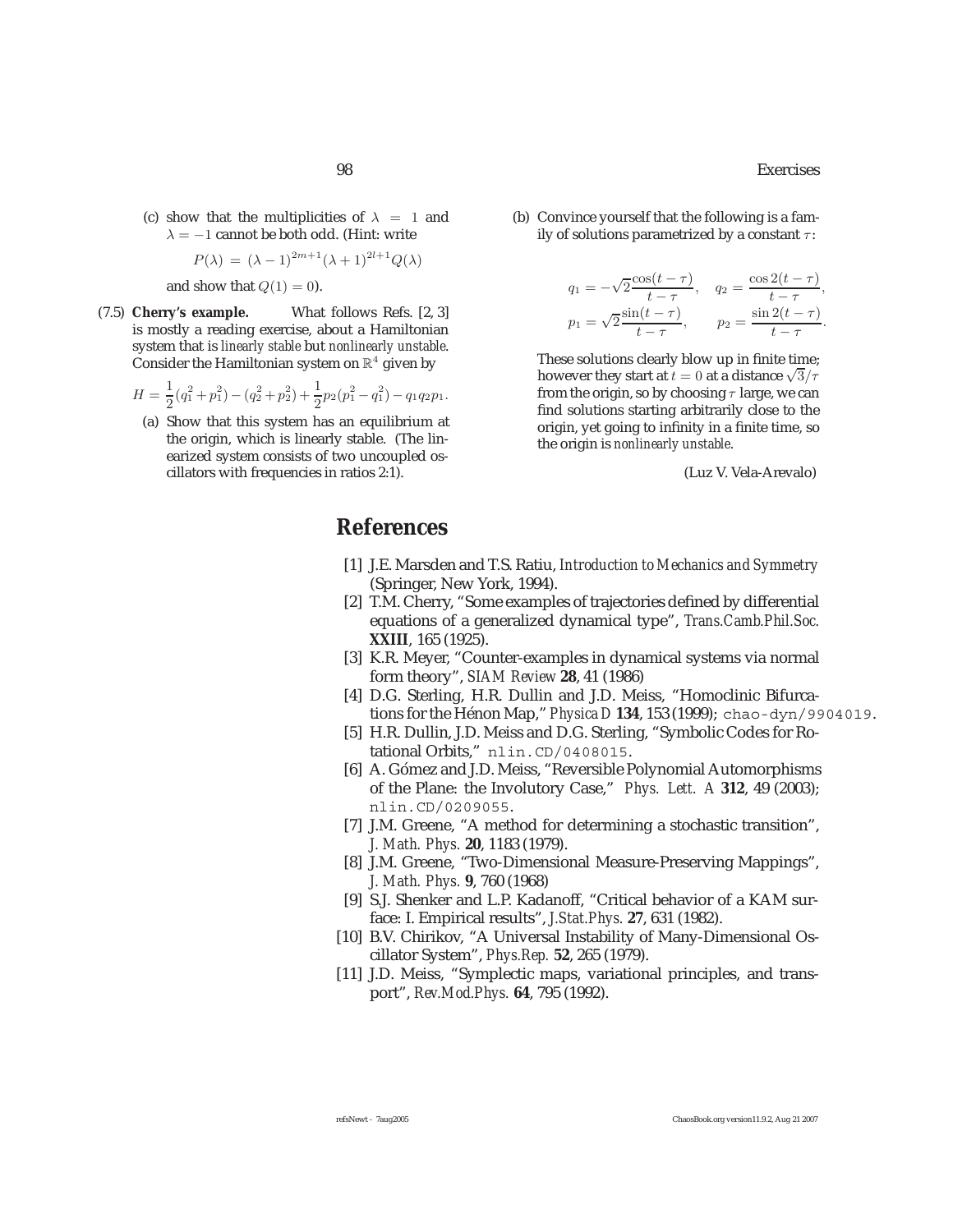(c) show that the multiplicities of $\lambda = 1$ and $\lambda = -1$ cannot be both odd. (Hint: write

$$P(\lambda) = (\lambda - 1)^{2m+1}(\lambda + 1)^{2l+1}Q(\lambda)$$

and show that $Q(1) = 0$).

(7.5) **Cherry's example.** What follows Refs. [2, 3] is mostly a reading exercise, about a Hamiltonian system that is *linearly stable* but *nonlinearly unstable*. Consider the Hamiltonian system on $\mathbb{R}^4$ given by

$$H = \frac{1}{2}(q_1^2 + p_1^2) - (q_2^2 + p_2^2) + \frac{1}{2}p_2(p_1^2 - q_1^2) - q_1 q_2 p_1.$$

(a) Show that this system has an equilibrium at the origin, which is linearly stable. (The linearized system consists of two uncoupled oscillators with frequencies in ratios 2:1).

(b) Convince yourself that the following is a family of solutions parametrized by a constant $\tau$:

$$q_1 = -\sqrt{2}\frac{\cos(t-\tau)}{t-\tau}, \quad q_2 = \frac{\cos 2(t-\tau)}{t-\tau},$$
$$p_1 = \sqrt{2}\frac{\sin(t-\tau)}{t-\tau}, \qquad p_2 = \frac{\sin 2(t-\tau)}{t-\tau}.$$

These solutions clearly blow up in finite time; however they start at $t = 0$ at a distance $\sqrt{3}/\tau$ from the origin, so by choosing $\tau$ large, we can find solutions starting arbitrarily close to the origin, yet going to infinity in a finite time, so the origin is *nonlinearly unstable*.

(Luz V. Vela-Arevalo)

# References

[1] J.E. Marsden and T.S. Ratiu, *Introduction to Mechanics and Symmetry* (Springer, New York, 1994).

[2] T.M. Cherry, "Some examples of trajectories defined by differential equations of a generalized dynamical type", *Trans.Camb.Phil.Soc.* **XXIII**, 165 (1925).

[3] K.R. Meyer, "Counter-examples in dynamical systems via normal form theory", *SIAM Review* **28**, 41 (1986)

[4] D.G. Sterling, H.R. Dullin and J.D. Meiss, "Homoclinic Bifurcations for the Hénon Map," *Physica D* **134**, 153 (1999); chao-dyn/9904019.

[5] H.R. Dullin, J.D. Meiss and D.G. Sterling, "Symbolic Codes for Rotational Orbits," nlin.CD/0408015.

[6] A. Gómez and J.D. Meiss, "Reversible Polynomial Automorphisms of the Plane: the Involutory Case," *Phys. Lett. A* **312**, 49 (2003); nlin.CD/0209055.

[7] J.M. Greene, "A method for determining a stochastic transition", *J. Math. Phys.* **20**, 1183 (1979).

[8] J.M. Greene, "Two-Dimensional Measure-Preserving Mappings", *J. Math. Phys.* **9**, 760 (1968)

[9] S.J. Shenker and L.P. Kadanoff, "Critical behavior of a KAM surface: I. Empirical results", *J.Stat.Phys.* **27**, 631 (1982).

[10] B.V. Chirikov, "A Universal Instability of Many-Dimensional Oscillator System", *Phys.Rep.* **52**, 265 (1979).

[11] J.D. Meiss, "Symplectic maps, variational principles, and transport", *Rev.Mod.Phys.* **64**, 795 (1992).